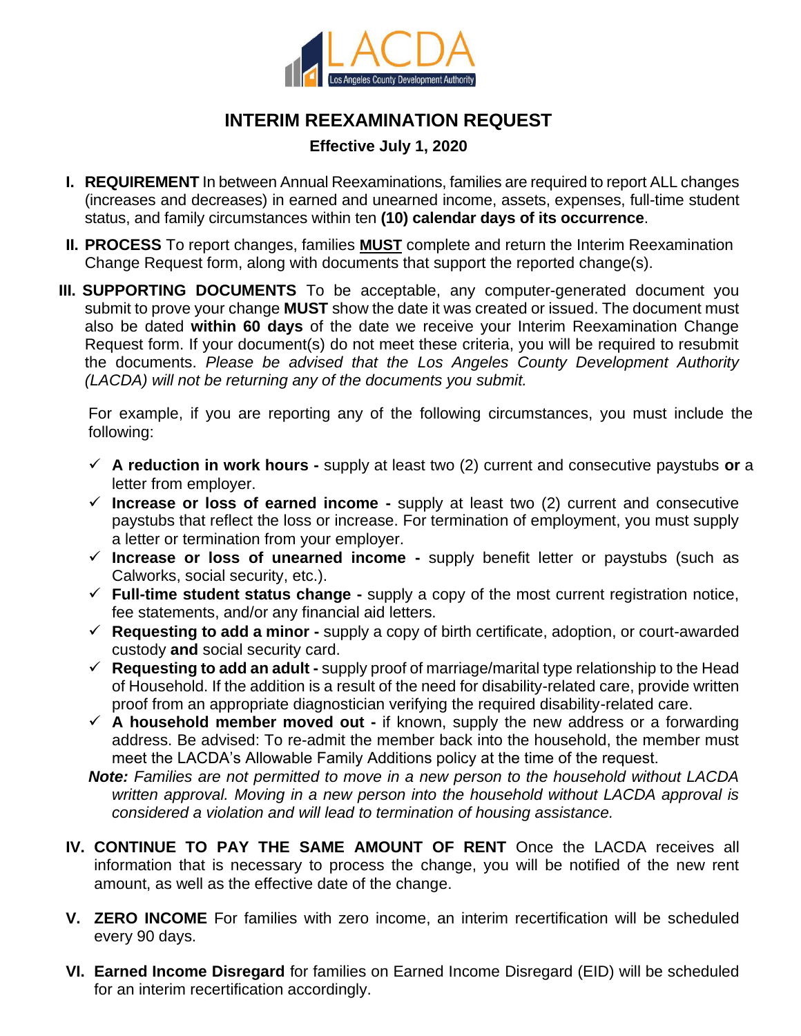LACDA
Los Angeles County Development Authority

# INTERIM REEXAMINATION REQUEST

**Effective July 1, 2020**

**I. REQUIREMENT** In between Annual Reexaminations, families are required to report ALL changes (increases and decreases) in earned and unearned income, assets, expenses, full-time student status, and family circumstances within ten **(10) calendar days of its occurrence**.

**II. PROCESS** To report changes, families **<u>MUST</u>** complete and return the Interim Reexamination Change Request form, along with documents that support the reported change(s).

**III. SUPPORTING DOCUMENTS** To be acceptable, any computer-generated document you submit to prove your change **MUST** show the date it was created or issued. The document must also be dated **within 60 days** of the date we receive your Interim Reexamination Change Request form. If your document(s) do not meet these criteria, you will be required to resubmit the documents. *Please be advised that the Los Angeles County Development Authority (LACDA) will not be returning any of the documents you submit.*

For example, if you are reporting any of the following circumstances, you must include the following:

- ✓ **A reduction in work hours -** supply at least two (2) current and consecutive paystubs **or** a letter from employer.
- ✓ **Increase or loss of earned income -** supply at least two (2) current and consecutive paystubs that reflect the loss or increase. For termination of employment, you must supply a letter or termination from your employer.
- ✓ **Increase or loss of unearned income -** supply benefit letter or paystubs (such as Calworks, social security, etc.).
- ✓ **Full-time student status change -** supply a copy of the most current registration notice, fee statements, and/or any financial aid letters.
- ✓ **Requesting to add a minor -** supply a copy of birth certificate, adoption, or court-awarded custody **and** social security card.
- ✓ **Requesting to add an adult -** supply proof of marriage/marital type relationship to the Head of Household. If the addition is a result of the need for disability-related care, provide written proof from an appropriate diagnostician verifying the required disability-related care.
- ✓ **A household member moved out -** if known, supply the new address or a forwarding address. Be advised: To re-admit the member back into the household, the member must meet the LACDA's Allowable Family Additions policy at the time of the request.

***Note:*** *Families are not permitted to move in a new person to the household without LACDA written approval. Moving in a new person into the household without LACDA approval is considered a violation and will lead to termination of housing assistance.*

**IV. CONTINUE TO PAY THE SAME AMOUNT OF RENT** Once the LACDA receives all information that is necessary to process the change, you will be notified of the new rent amount, as well as the effective date of the change.

**V. ZERO INCOME** For families with zero income, an interim recertification will be scheduled every 90 days.

**VI. Earned Income Disregard** for families on Earned Income Disregard (EID) will be scheduled for an interim recertification accordingly.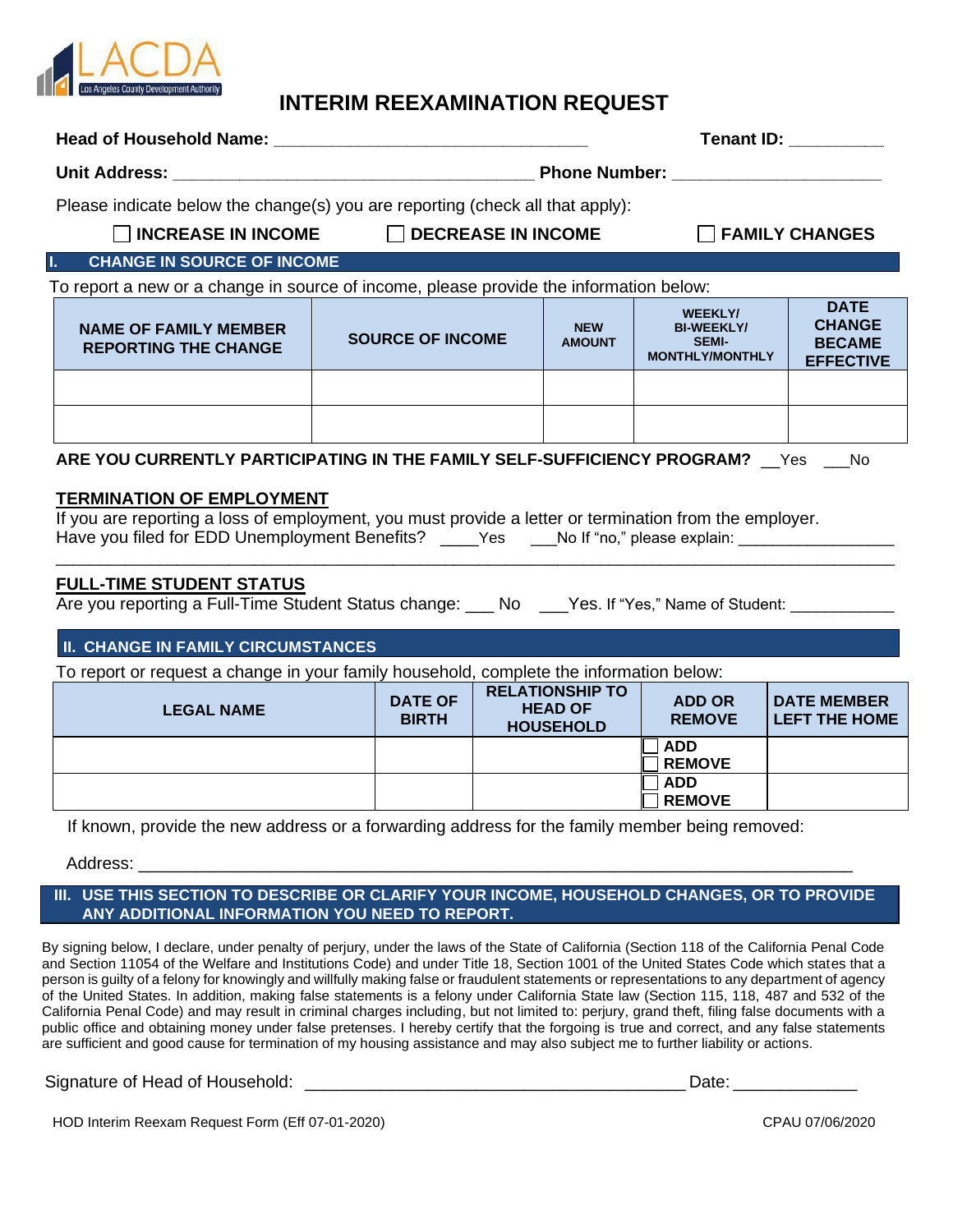LACDA Los Angeles County Development Authority

# INTERIM REEXAMINATION REQUEST

**Head of Household Name:** ________________________________ **Tenant ID:** __________

**Unit Address:** ______________________________________ **Phone Number:** _____________________

Please indicate below the change(s) you are reporting (check all that apply):

☐ **INCREASE IN INCOME** ☐ **DECREASE IN INCOME** ☐ **FAMILY CHANGES**

## I. CHANGE IN SOURCE OF INCOME

To report a new or a change in source of income, please provide the information below:

| NAME OF FAMILY MEMBER REPORTING THE CHANGE | SOURCE OF INCOME | NEW AMOUNT | WEEKLY/ BI-WEEKLY/ SEMI-MONTHLY/MONTHLY | DATE CHANGE BECAME EFFECTIVE |
|---|---|---|---|---|
| | | | | |
| | | | | |

**ARE YOU CURRENTLY PARTICIPATING IN THE FAMILY SELF-SUFFICIENCY PROGRAM?** __Yes ___No

**TERMINATION OF EMPLOYMENT**

If you are reporting a loss of employment, you must provide a letter or termination from the employer.
Have you filed for EDD Unemployment Benefits? ____Yes ___No If "no," please explain: _________________
_____________________________________________________________________________________

**FULL-TIME STUDENT STATUS**

Are you reporting a Full-Time Student Status change: ___ No ___Yes. If "Yes," Name of Student: ___________

## II. CHANGE IN FAMILY CIRCUMSTANCES

To report or request a change in your family household, complete the information below:

| LEGAL NAME | DATE OF BIRTH | RELATIONSHIP TO HEAD OF HOUSEHOLD | ADD OR REMOVE | DATE MEMBER LEFT THE HOME |
|---|---|---|---|---|
| | | | ☐ ADD<br>☐ REMOVE | |
| | | | ☐ ADD<br>☐ REMOVE | |

If known, provide the new address or a forwarding address for the family member being removed:

Address: ___________________________________________________________________________

## III. USE THIS SECTION TO DESCRIBE OR CLARIFY YOUR INCOME, HOUSEHOLD CHANGES, OR TO PROVIDE ANY ADDITIONAL INFORMATION YOU NEED TO REPORT.

By signing below, I declare, under penalty of perjury, under the laws of the State of California (Section 118 of the California Penal Code and Section 11054 of the Welfare and Institutions Code) and under Title 18, Section 1001 of the United States Code which states that a person is guilty of a felony for knowingly and willfully making false or fraudulent statements or representations to any department of agency of the United States. In addition, making false statements is a felony under California State law (Section 115, 118, 487 and 532 of the California Penal Code) and may result in criminal charges including, but not limited to: perjury, grand theft, filing false documents with a public office and obtaining money under false pretenses. I hereby certify that the forgoing is true and correct, and any false statements are sufficient and good cause for termination of my housing assistance and may also subject me to further liability or actions.

Signature of Head of Household: ________________________________________ Date: _____________

HOD Interim Reexam Request Form (Eff 07-01-2020) CPAU 07/06/2020